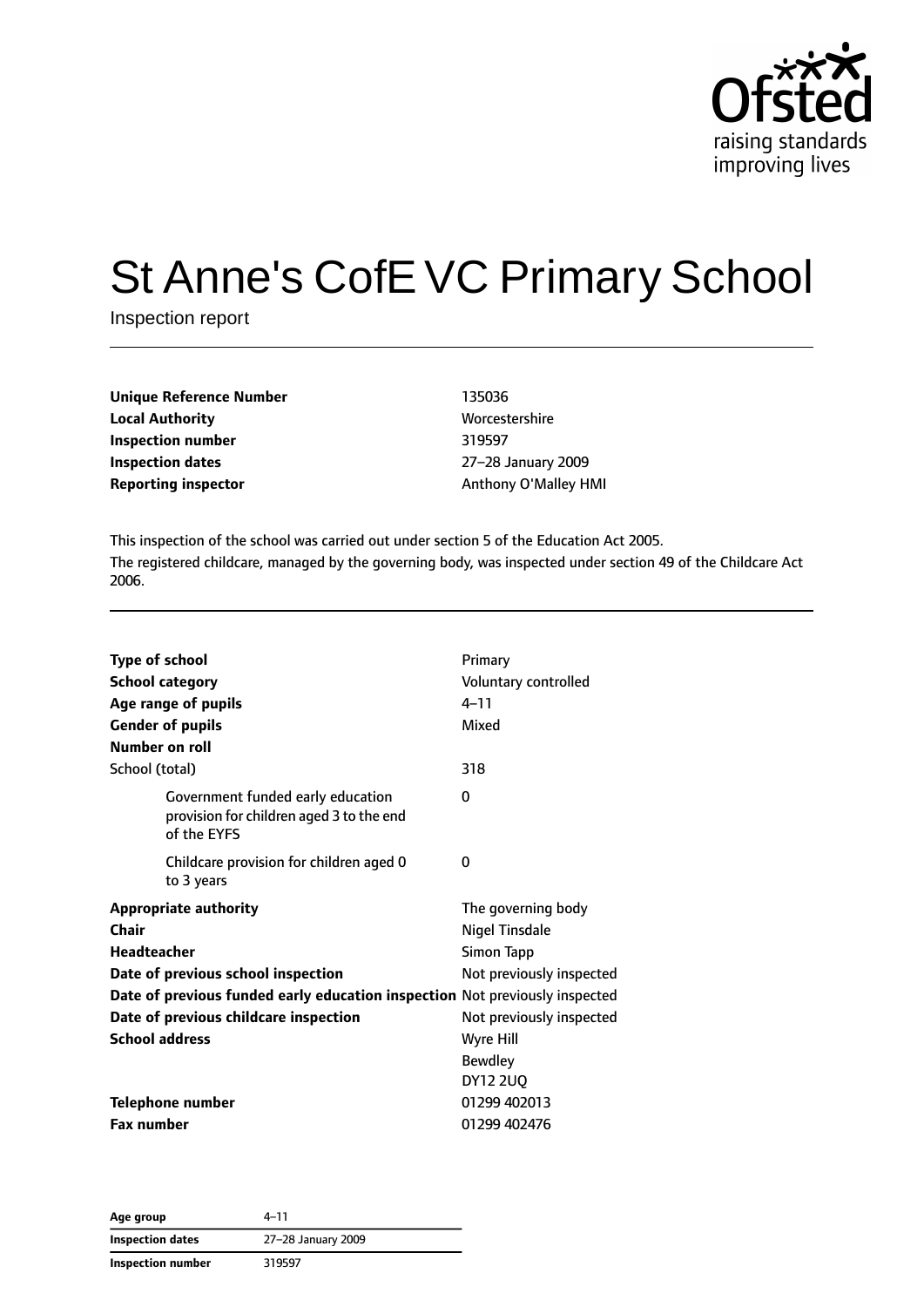Ofsted
raising standards
improving lives

# St Anne's CofE VC Primary School

Inspection report

| | |
|---|---|
| **Unique Reference Number** | 135036 |
| **Local Authority** | Worcestershire |
| **Inspection number** | 319597 |
| **Inspection dates** | 27–28 January 2009 |
| **Reporting inspector** | Anthony O'Malley HMI |

This inspection of the school was carried out under section 5 of the Education Act 2005.

The registered childcare, managed by the governing body, was inspected under section 49 of the Childcare Act 2006.

| | |
|---|---|
| **Type of school** | Primary |
| **School category** | Voluntary controlled |
| **Age range of pupils** | 4–11 |
| **Gender of pupils** | Mixed |
| **Number on roll** | |
| School (total) | 318 |
| Government funded early education provision for children aged 3 to the end of the EYFS | 0 |
| Childcare provision for children aged 0 to 3 years | 0 |
| **Appropriate authority** | The governing body |
| **Chair** | Nigel Tinsdale |
| **Headteacher** | Simon Tapp |
| **Date of previous school inspection** | Not previously inspected |
| **Date of previous funded early education inspection** | Not previously inspected |
| **Date of previous childcare inspection** | Not previously inspected |
| **School address** | Wyre Hill<br>Bewdley<br>DY12 2UQ |
| **Telephone number** | 01299 402013 |
| **Fax number** | 01299 402476 |

| | |
|---|---|
| **Age group** | 4–11 |
| **Inspection dates** | 27–28 January 2009 |
| **Inspection number** | 319597 |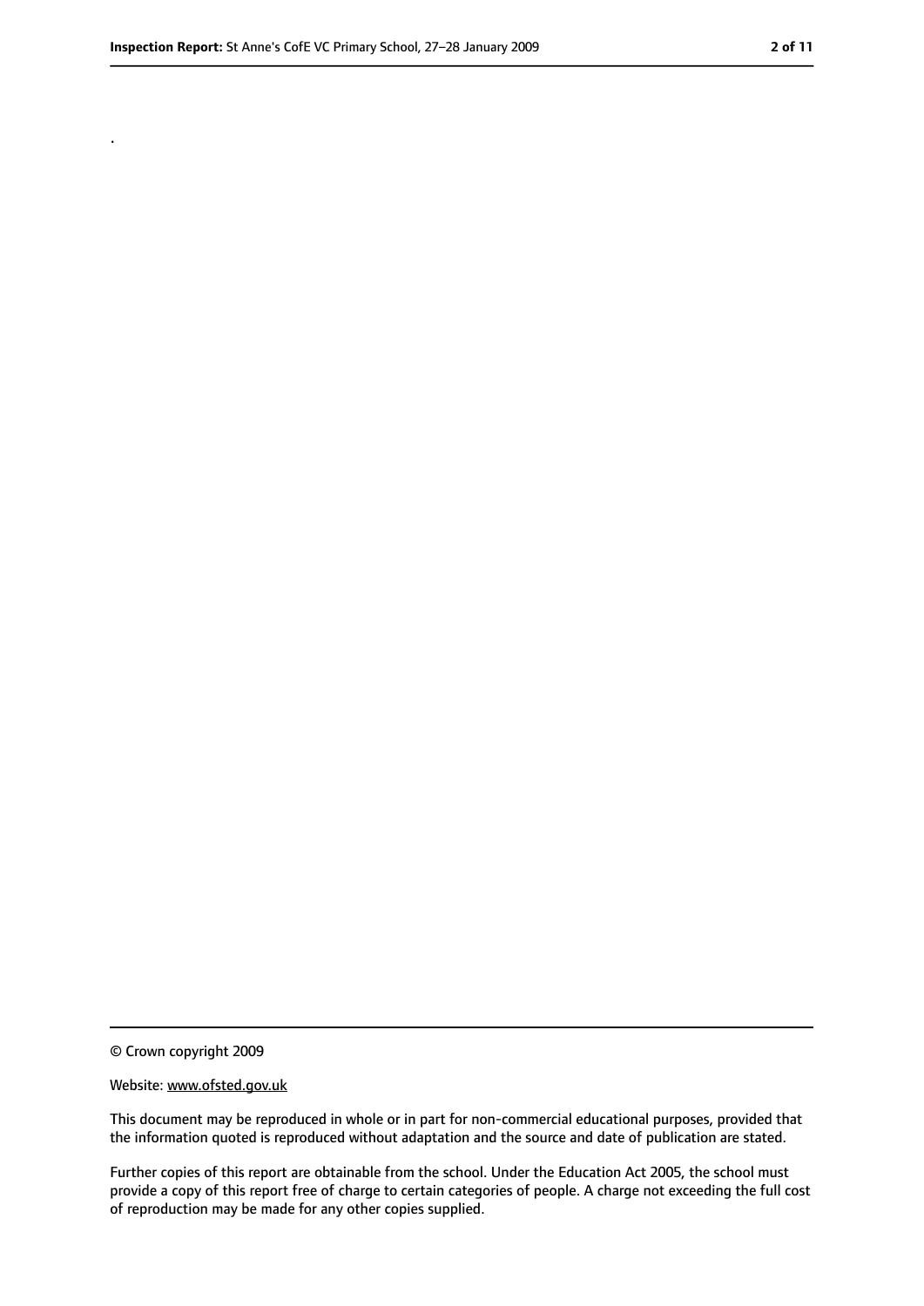.

© Crown copyright 2009

Website: www.ofsted.gov.uk

This document may be reproduced in whole or in part for non-commercial educational purposes, provided that the information quoted is reproduced without adaptation and the source and date of publication are stated.

Further copies of this report are obtainable from the school. Under the Education Act 2005, the school must provide a copy of this report free of charge to certain categories of people. A charge not exceeding the full cost of reproduction may be made for any other copies supplied.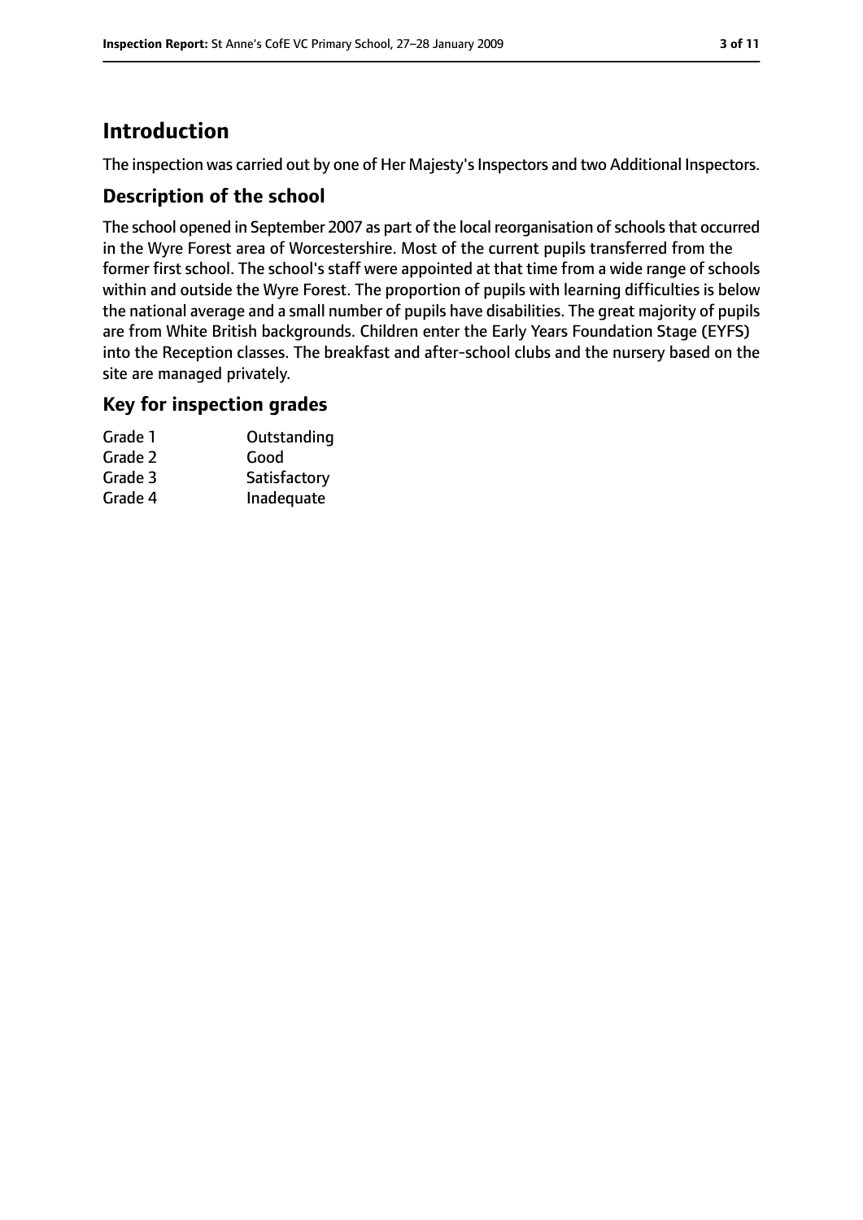# Introduction

The inspection was carried out by one of Her Majesty's Inspectors and two Additional Inspectors.

## Description of the school

The school opened in September 2007 as part of the local reorganisation of schools that occurred in the Wyre Forest area of Worcestershire. Most of the current pupils transferred from the former first school. The school's staff were appointed at that time from a wide range of schools within and outside the Wyre Forest. The proportion of pupils with learning difficulties is below the national average and a small number of pupils have disabilities. The great majority of pupils are from White British backgrounds. Children enter the Early Years Foundation Stage (EYFS) into the Reception classes. The breakfast and after-school clubs and the nursery based on the site are managed privately.

## Key for inspection grades

| | |
|---|---|
| Grade 1 | Outstanding |
| Grade 2 | Good |
| Grade 3 | Satisfactory |
| Grade 4 | Inadequate |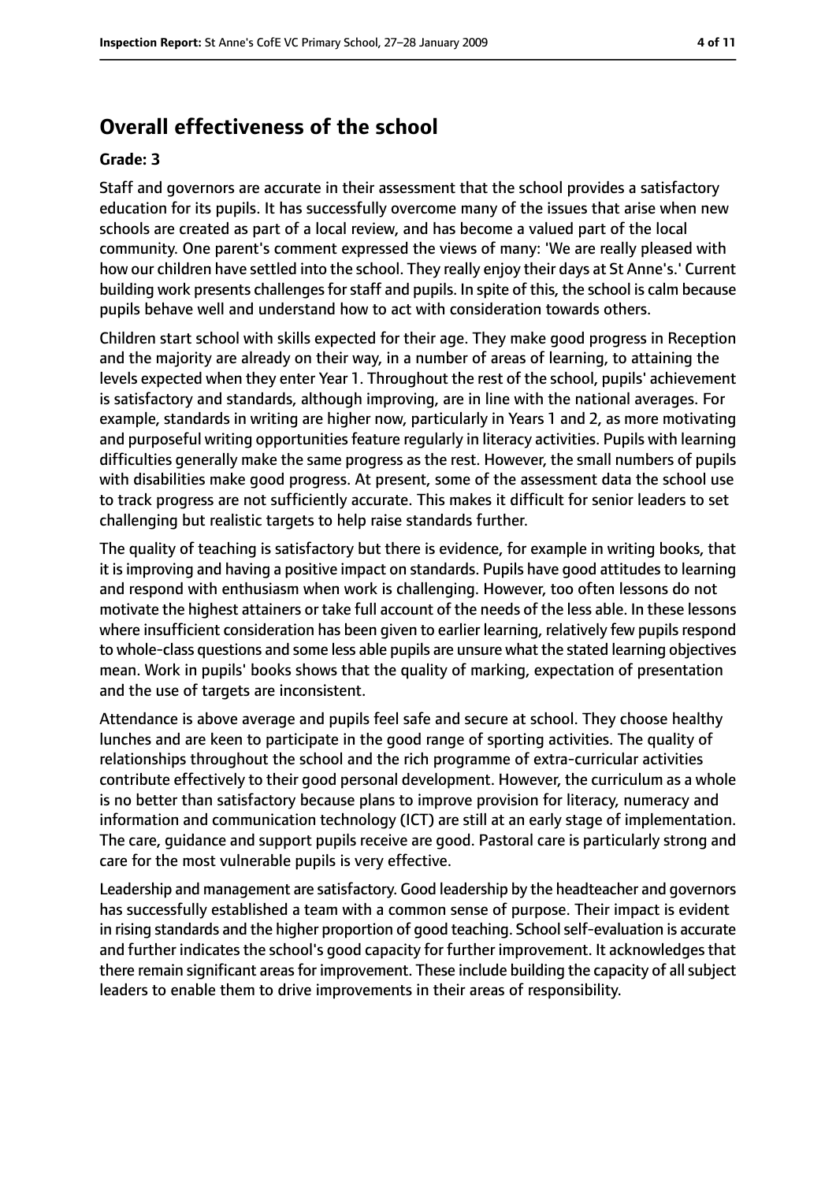## Overall effectiveness of the school

**Grade: 3**

Staff and governors are accurate in their assessment that the school provides a satisfactory education for its pupils. It has successfully overcome many of the issues that arise when new schools are created as part of a local review, and has become a valued part of the local community. One parent's comment expressed the views of many: 'We are really pleased with how our children have settled into the school. They really enjoy their days at St Anne's.' Current building work presents challenges for staff and pupils. In spite of this, the school is calm because pupils behave well and understand how to act with consideration towards others.

Children start school with skills expected for their age. They make good progress in Reception and the majority are already on their way, in a number of areas of learning, to attaining the levels expected when they enter Year 1. Throughout the rest of the school, pupils' achievement is satisfactory and standards, although improving, are in line with the national averages. For example, standards in writing are higher now, particularly in Years 1 and 2, as more motivating and purposeful writing opportunities feature regularly in literacy activities. Pupils with learning difficulties generally make the same progress as the rest. However, the small numbers of pupils with disabilities make good progress. At present, some of the assessment data the school use to track progress are not sufficiently accurate. This makes it difficult for senior leaders to set challenging but realistic targets to help raise standards further.

The quality of teaching is satisfactory but there is evidence, for example in writing books, that it is improving and having a positive impact on standards. Pupils have good attitudes to learning and respond with enthusiasm when work is challenging. However, too often lessons do not motivate the highest attainers or take full account of the needs of the less able. In these lessons where insufficient consideration has been given to earlier learning, relatively few pupils respond to whole-class questions and some less able pupils are unsure what the stated learning objectives mean. Work in pupils' books shows that the quality of marking, expectation of presentation and the use of targets are inconsistent.

Attendance is above average and pupils feel safe and secure at school. They choose healthy lunches and are keen to participate in the good range of sporting activities. The quality of relationships throughout the school and the rich programme of extra-curricular activities contribute effectively to their good personal development. However, the curriculum as a whole is no better than satisfactory because plans to improve provision for literacy, numeracy and information and communication technology (ICT) are still at an early stage of implementation. The care, guidance and support pupils receive are good. Pastoral care is particularly strong and care for the most vulnerable pupils is very effective.

Leadership and management are satisfactory. Good leadership by the headteacher and governors has successfully established a team with a common sense of purpose. Their impact is evident in rising standards and the higher proportion of good teaching. School self-evaluation is accurate and further indicates the school's good capacity for further improvement. It acknowledges that there remain significant areas for improvement. These include building the capacity of all subject leaders to enable them to drive improvements in their areas of responsibility.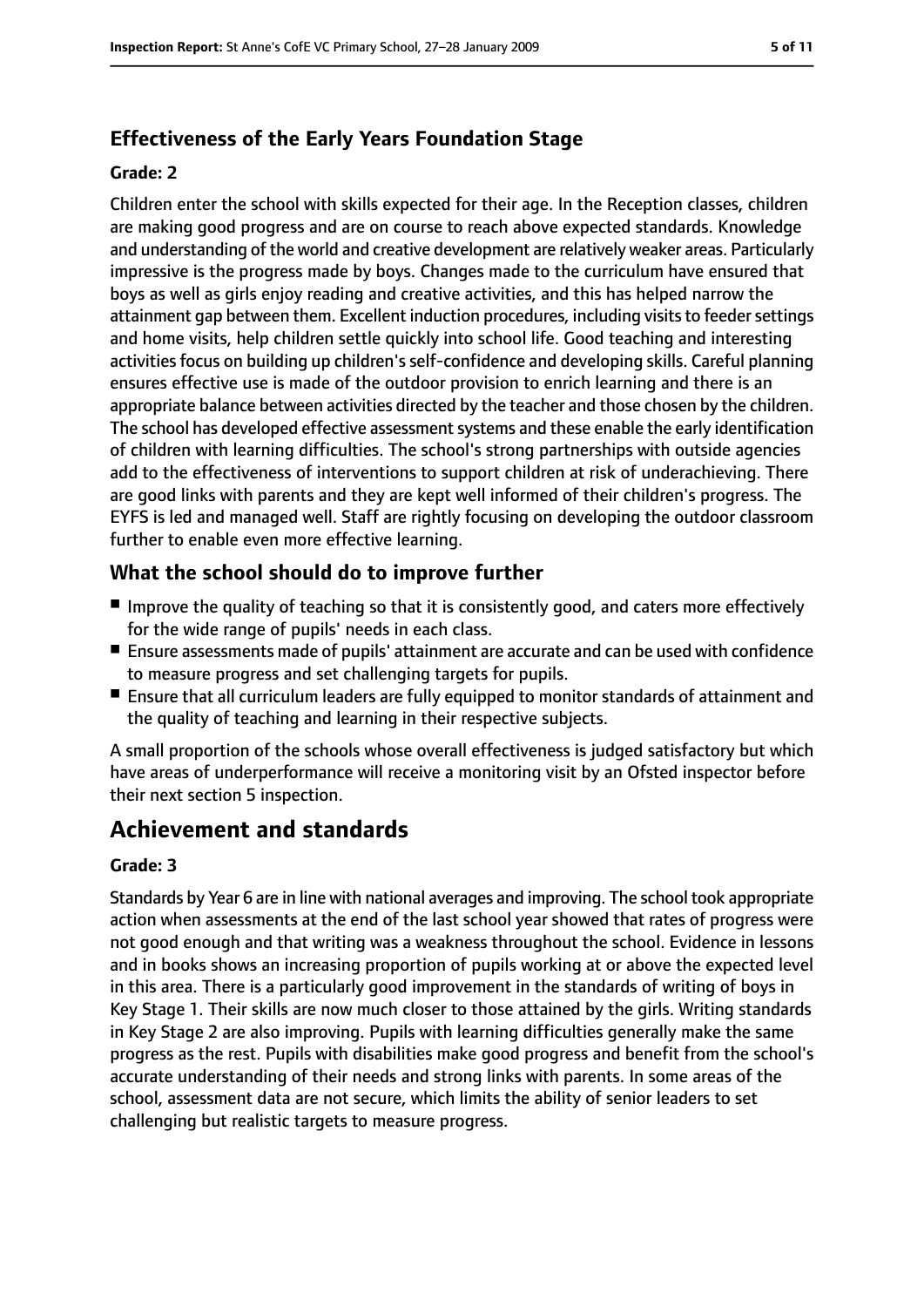### Effectiveness of the Early Years Foundation Stage

#### Grade: 2

Children enter the school with skills expected for their age. In the Reception classes, children are making good progress and are on course to reach above expected standards. Knowledge and understanding of the world and creative development are relatively weaker areas. Particularly impressive is the progress made by boys. Changes made to the curriculum have ensured that boys as well as girls enjoy reading and creative activities, and this has helped narrow the attainment gap between them. Excellent induction procedures, including visits to feeder settings and home visits, help children settle quickly into school life. Good teaching and interesting activities focus on building up children's self-confidence and developing skills. Careful planning ensures effective use is made of the outdoor provision to enrich learning and there is an appropriate balance between activities directed by the teacher and those chosen by the children. The school has developed effective assessment systems and these enable the early identification of children with learning difficulties. The school's strong partnerships with outside agencies add to the effectiveness of interventions to support children at risk of underachieving. There are good links with parents and they are kept well informed of their children's progress. The EYFS is led and managed well. Staff are rightly focusing on developing the outdoor classroom further to enable even more effective learning.

### What the school should do to improve further

- Improve the quality of teaching so that it is consistently good, and caters more effectively for the wide range of pupils' needs in each class.
- Ensure assessments made of pupils' attainment are accurate and can be used with confidence to measure progress and set challenging targets for pupils.
- Ensure that all curriculum leaders are fully equipped to monitor standards of attainment and the quality of teaching and learning in their respective subjects.

A small proportion of the schools whose overall effectiveness is judged satisfactory but which have areas of underperformance will receive a monitoring visit by an Ofsted inspector before their next section 5 inspection.

## Achievement and standards

#### Grade: 3

Standards by Year 6 are in line with national averages and improving. The school took appropriate action when assessments at the end of the last school year showed that rates of progress were not good enough and that writing was a weakness throughout the school. Evidence in lessons and in books shows an increasing proportion of pupils working at or above the expected level in this area. There is a particularly good improvement in the standards of writing of boys in Key Stage 1. Their skills are now much closer to those attained by the girls. Writing standards in Key Stage 2 are also improving. Pupils with learning difficulties generally make the same progress as the rest. Pupils with disabilities make good progress and benefit from the school's accurate understanding of their needs and strong links with parents. In some areas of the school, assessment data are not secure, which limits the ability of senior leaders to set challenging but realistic targets to measure progress.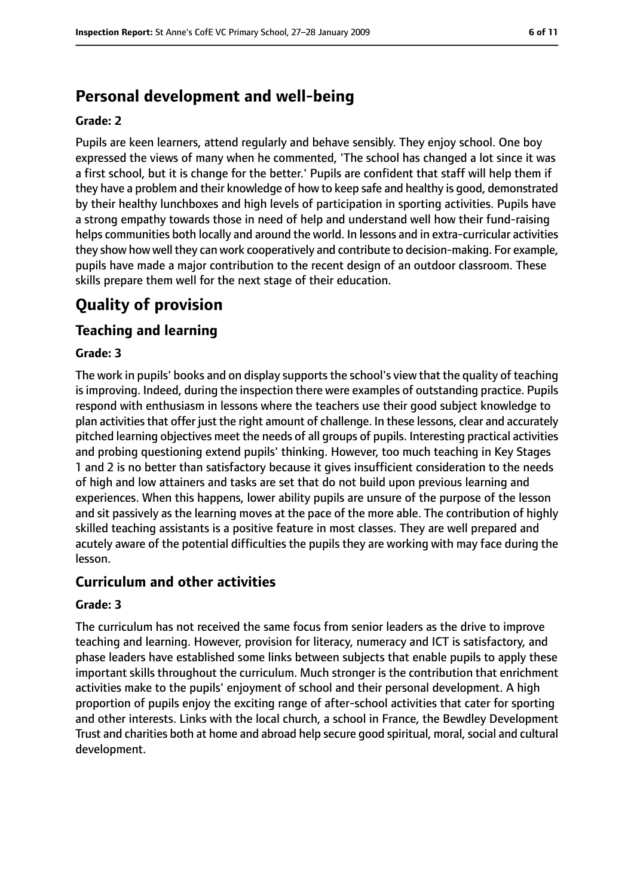## Personal development and well-being

**Grade: 2**

Pupils are keen learners, attend regularly and behave sensibly. They enjoy school. One boy expressed the views of many when he commented, 'The school has changed a lot since it was a first school, but it is change for the better.' Pupils are confident that staff will help them if they have a problem and their knowledge of how to keep safe and healthy is good, demonstrated by their healthy lunchboxes and high levels of participation in sporting activities. Pupils have a strong empathy towards those in need of help and understand well how their fund-raising helps communities both locally and around the world. In lessons and in extra-curricular activities they show how well they can work cooperatively and contribute to decision-making. For example, pupils have made a major contribution to the recent design of an outdoor classroom. These skills prepare them well for the next stage of their education.

# Quality of provision

## Teaching and learning

**Grade: 3**

The work in pupils' books and on display supports the school's view that the quality of teaching is improving. Indeed, during the inspection there were examples of outstanding practice. Pupils respond with enthusiasm in lessons where the teachers use their good subject knowledge to plan activities that offer just the right amount of challenge. In these lessons, clear and accurately pitched learning objectives meet the needs of all groups of pupils. Interesting practical activities and probing questioning extend pupils' thinking. However, too much teaching in Key Stages 1 and 2 is no better than satisfactory because it gives insufficient consideration to the needs of high and low attainers and tasks are set that do not build upon previous learning and experiences. When this happens, lower ability pupils are unsure of the purpose of the lesson and sit passively as the learning moves at the pace of the more able. The contribution of highly skilled teaching assistants is a positive feature in most classes. They are well prepared and acutely aware of the potential difficulties the pupils they are working with may face during the lesson.

## Curriculum and other activities

**Grade: 3**

The curriculum has not received the same focus from senior leaders as the drive to improve teaching and learning. However, provision for literacy, numeracy and ICT is satisfactory, and phase leaders have established some links between subjects that enable pupils to apply these important skills throughout the curriculum. Much stronger is the contribution that enrichment activities make to the pupils' enjoyment of school and their personal development. A high proportion of pupils enjoy the exciting range of after-school activities that cater for sporting and other interests. Links with the local church, a school in France, the Bewdley Development Trust and charities both at home and abroad help secure good spiritual, moral, social and cultural development.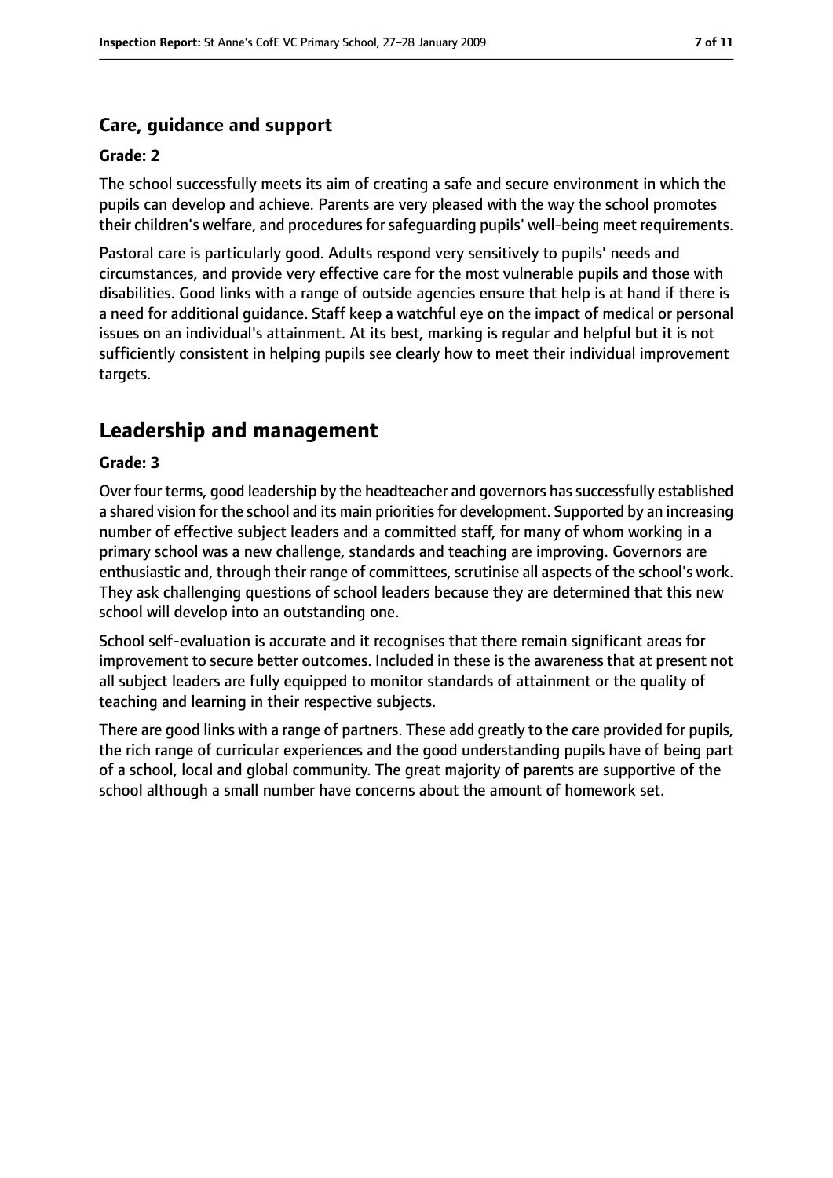### Care, guidance and support

#### Grade: 2

The school successfully meets its aim of creating a safe and secure environment in which the pupils can develop and achieve. Parents are very pleased with the way the school promotes their children's welfare, and procedures for safeguarding pupils' well-being meet requirements.

Pastoral care is particularly good. Adults respond very sensitively to pupils' needs and circumstances, and provide very effective care for the most vulnerable pupils and those with disabilities. Good links with a range of outside agencies ensure that help is at hand if there is a need for additional guidance. Staff keep a watchful eye on the impact of medical or personal issues on an individual's attainment. At its best, marking is regular and helpful but it is not sufficiently consistent in helping pupils see clearly how to meet their individual improvement targets.

## Leadership and management

#### Grade: 3

Over four terms, good leadership by the headteacher and governors has successfully established a shared vision for the school and its main priorities for development. Supported by an increasing number of effective subject leaders and a committed staff, for many of whom working in a primary school was a new challenge, standards and teaching are improving. Governors are enthusiastic and, through their range of committees, scrutinise all aspects of the school's work. They ask challenging questions of school leaders because they are determined that this new school will develop into an outstanding one.

School self-evaluation is accurate and it recognises that there remain significant areas for improvement to secure better outcomes. Included in these is the awareness that at present not all subject leaders are fully equipped to monitor standards of attainment or the quality of teaching and learning in their respective subjects.

There are good links with a range of partners. These add greatly to the care provided for pupils, the rich range of curricular experiences and the good understanding pupils have of being part of a school, local and global community. The great majority of parents are supportive of the school although a small number have concerns about the amount of homework set.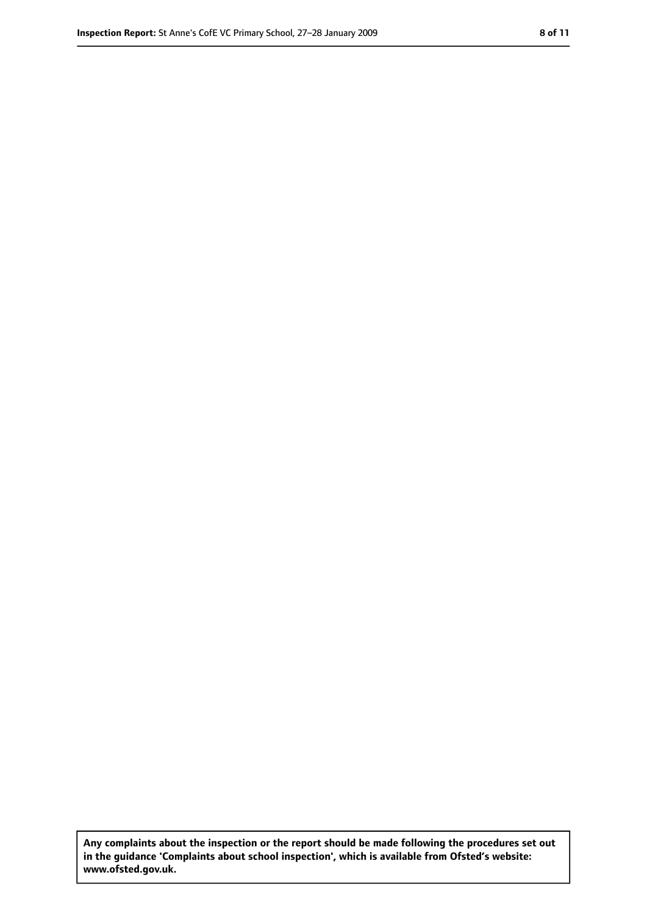**Any complaints about the inspection or the report should be made following the procedures set out in the guidance 'Complaints about school inspection', which is available from Ofsted's website: www.ofsted.gov.uk.**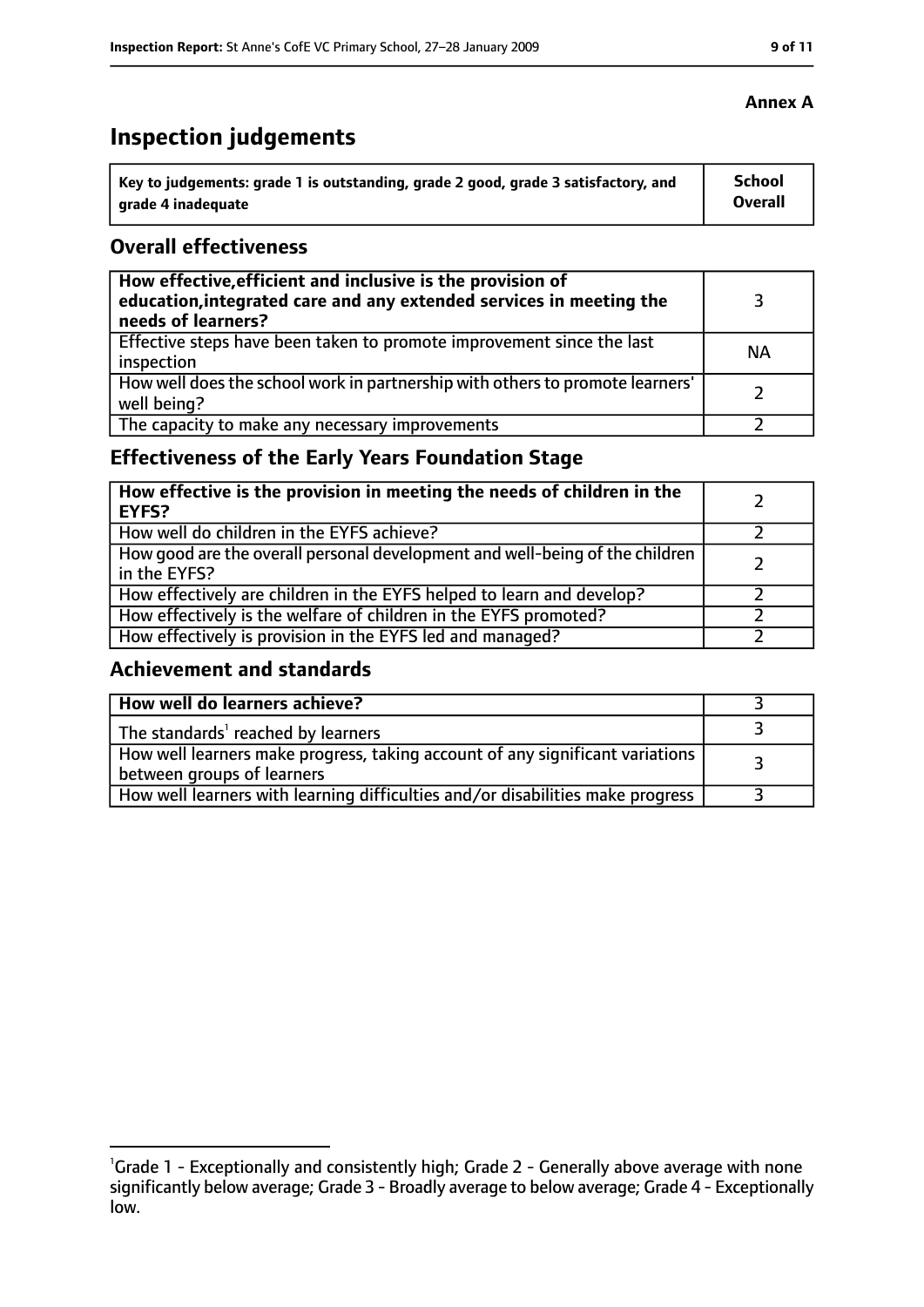**Annex A**

# Inspection judgements

| Key to judgements: grade 1 is outstanding, grade 2 good, grade 3 satisfactory, and grade 4 inadequate | School Overall |
|---|---|

## Overall effectiveness

| | |
|---|---|
| **How effective, efficient and inclusive is the provision of education, integrated care and any extended services in meeting the needs of learners?** | 3 |
| Effective steps have been taken to promote improvement since the last inspection | NA |
| How well does the school work in partnership with others to promote learners' well being? | 2 |
| The capacity to make any necessary improvements | 2 |

## Effectiveness of the Early Years Foundation Stage

| | |
|---|---|
| **How effective is the provision in meeting the needs of children in the EYFS?** | 2 |
| How well do children in the EYFS achieve? | 2 |
| How good are the overall personal development and well-being of the children in the EYFS? | 2 |
| How effectively are children in the EYFS helped to learn and develop? | 2 |
| How effectively is the welfare of children in the EYFS promoted? | 2 |
| How effectively is provision in the EYFS led and managed? | 2 |

## Achievement and standards

| | |
|---|---|
| **How well do learners achieve?** | 3 |
| The standards[1] reached by learners | 3 |
| How well learners make progress, taking account of any significant variations between groups of learners | 3 |
| How well learners with learning difficulties and/or disabilities make progress | 3 |

[1]Grade 1 - Exceptionally and consistently high; Grade 2 - Generally above average with none significantly below average; Grade 3 - Broadly average to below average; Grade 4 - Exceptionally low.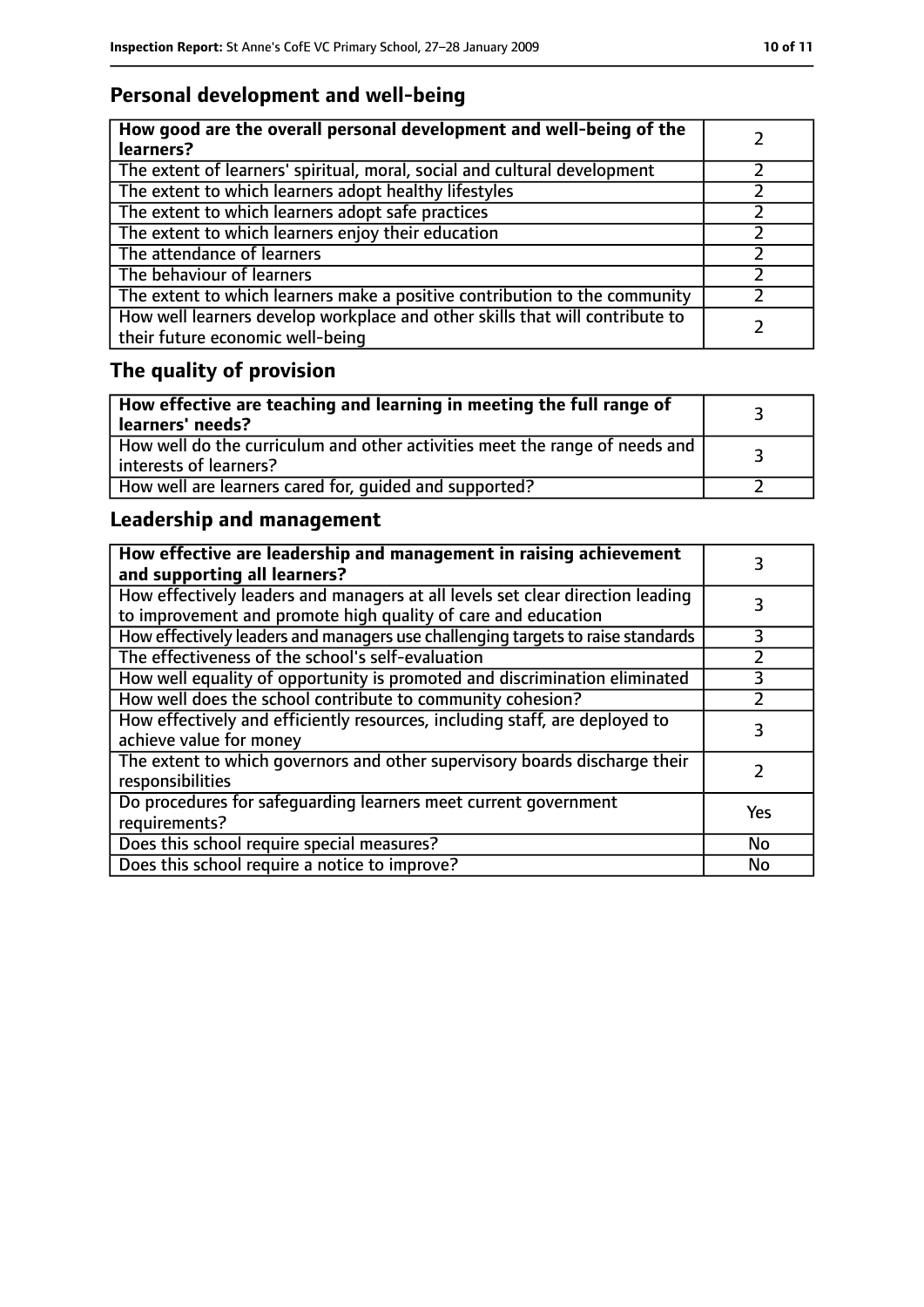## Personal development and well-being

| How good are the overall personal development and well-being of the learners? | 2 |
|---|---|
| The extent of learners' spiritual, moral, social and cultural development | 2 |
| The extent to which learners adopt healthy lifestyles | 2 |
| The extent to which learners adopt safe practices | 2 |
| The extent to which learners enjoy their education | 2 |
| The attendance of learners | 2 |
| The behaviour of learners | 2 |
| The extent to which learners make a positive contribution to the community | 2 |
| How well learners develop workplace and other skills that will contribute to their future economic well-being | 2 |

## The quality of provision

| How effective are teaching and learning in meeting the full range of learners' needs? | 3 |
|---|---|
| How well do the curriculum and other activities meet the range of needs and interests of learners? | 3 |
| How well are learners cared for, guided and supported? | 2 |

## Leadership and management

| How effective are leadership and management in raising achievement and supporting all learners? | 3 |
|---|---|
| How effectively leaders and managers at all levels set clear direction leading to improvement and promote high quality of care and education | 3 |
| How effectively leaders and managers use challenging targets to raise standards | 3 |
| The effectiveness of the school's self-evaluation | 2 |
| How well equality of opportunity is promoted and discrimination eliminated | 3 |
| How well does the school contribute to community cohesion? | 2 |
| How effectively and efficiently resources, including staff, are deployed to achieve value for money | 3 |
| The extent to which governors and other supervisory boards discharge their responsibilities | 2 |
| Do procedures for safeguarding learners meet current government requirements? | Yes |
| Does this school require special measures? | No |
| Does this school require a notice to improve? | No |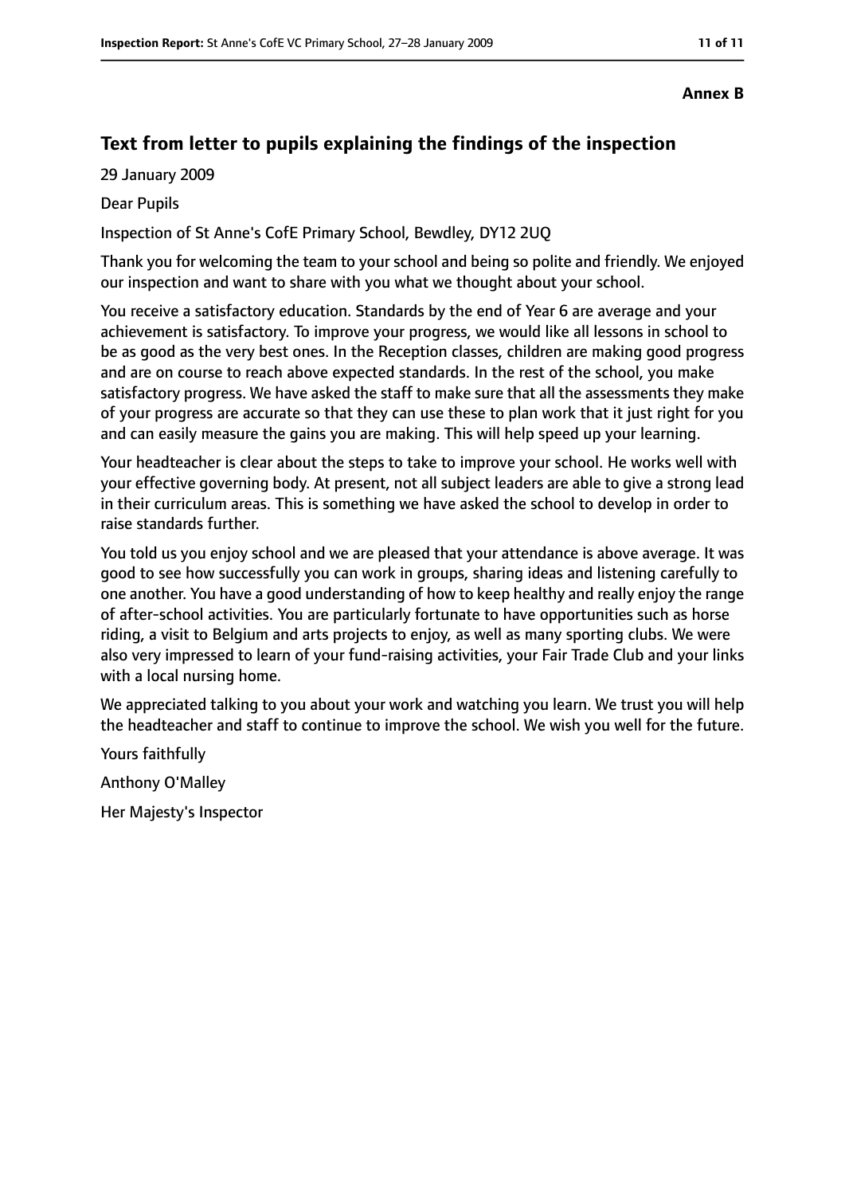**Annex B**

## Text from letter to pupils explaining the findings of the inspection

29 January 2009

Dear Pupils

Inspection of St Anne's CofE Primary School, Bewdley, DY12 2UQ

Thank you for welcoming the team to your school and being so polite and friendly. We enjoyed our inspection and want to share with you what we thought about your school.

You receive a satisfactory education. Standards by the end of Year 6 are average and your achievement is satisfactory. To improve your progress, we would like all lessons in school to be as good as the very best ones. In the Reception classes, children are making good progress and are on course to reach above expected standards. In the rest of the school, you make satisfactory progress. We have asked the staff to make sure that all the assessments they make of your progress are accurate so that they can use these to plan work that it just right for you and can easily measure the gains you are making. This will help speed up your learning.

Your headteacher is clear about the steps to take to improve your school. He works well with your effective governing body. At present, not all subject leaders are able to give a strong lead in their curriculum areas. This is something we have asked the school to develop in order to raise standards further.

You told us you enjoy school and we are pleased that your attendance is above average. It was good to see how successfully you can work in groups, sharing ideas and listening carefully to one another. You have a good understanding of how to keep healthy and really enjoy the range of after-school activities. You are particularly fortunate to have opportunities such as horse riding, a visit to Belgium and arts projects to enjoy, as well as many sporting clubs. We were also very impressed to learn of your fund-raising activities, your Fair Trade Club and your links with a local nursing home.

We appreciated talking to you about your work and watching you learn. We trust you will help the headteacher and staff to continue to improve the school. We wish you well for the future.

Yours faithfully

Anthony O'Malley

Her Majesty's Inspector